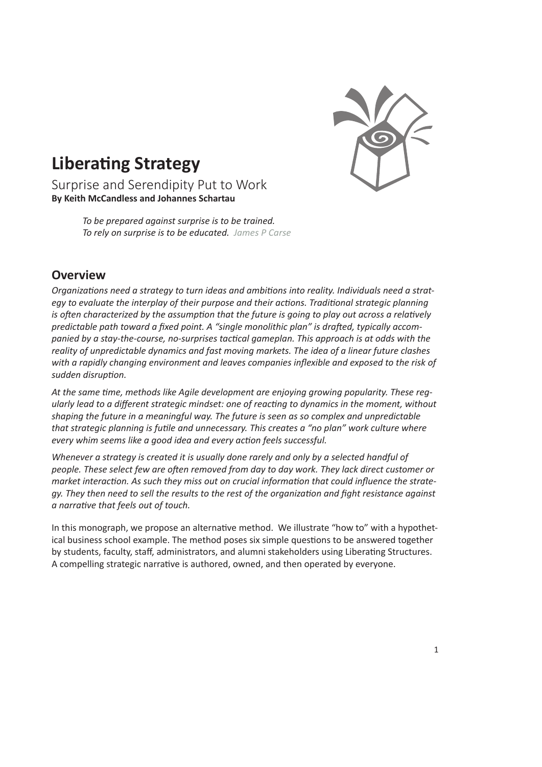# Liberating Strategy

Surprise and Serendipity Put to Work

**By Keith McCandless and Johannes Schartau**

> *To be prepared against surprise is to be trained.*
> *To rely on surprise is to be educated.* James P Carse

## Overview

*Organizations need a strategy to turn ideas and ambitions into reality. Individuals need a strategy to evaluate the interplay of their purpose and their actions. Traditional strategic planning is often characterized by the assumption that the future is going to play out across a relatively predictable path toward a fixed point. A "single monolithic plan" is drafted, typically accompanied by a stay-the-course, no-surprises tactical gameplan. This approach is at odds with the reality of unpredictable dynamics and fast moving markets. The idea of a linear future clashes with a rapidly changing environment and leaves companies inflexible and exposed to the risk of sudden disruption.*

*At the same time, methods like Agile development are enjoying growing popularity. These regularly lead to a different strategic mindset: one of reacting to dynamics in the moment, without shaping the future in a meaningful way. The future is seen as so complex and unpredictable that strategic planning is futile and unnecessary. This creates a "no plan" work culture where every whim seems like a good idea and every action feels successful.*

*Whenever a strategy is created it is usually done rarely and only by a selected handful of people. These select few are often removed from day to day work. They lack direct customer or market interaction. As such they miss out on crucial information that could influence the strategy. They then need to sell the results to the rest of the organization and fight resistance against a narrative that feels out of touch.*

In this monograph, we propose an alternative method. We illustrate "how to" with a hypothetical business school example. The method poses six simple questions to be answered together by students, faculty, staff, administrators, and alumni stakeholders using Liberating Structures. A compelling strategic narrative is authored, owned, and then operated by everyone.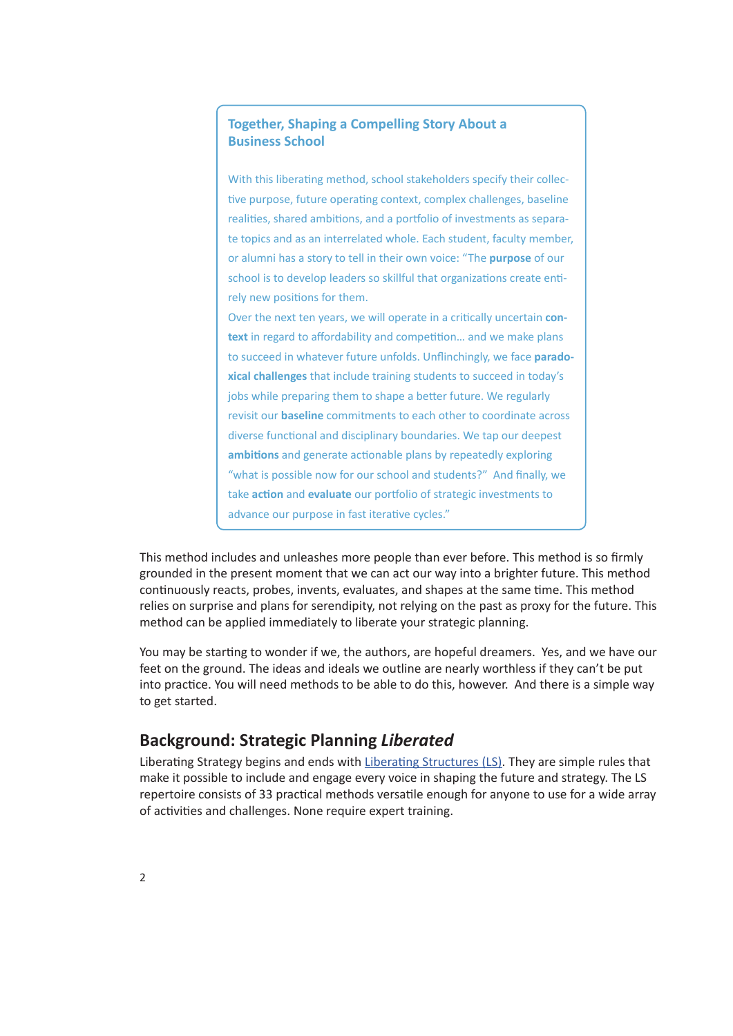### Together, Shaping a Compelling Story About a Business School

With this liberating method, school stakeholders specify their collective purpose, future operating context, complex challenges, baseline realities, shared ambitions, and a portfolio of investments as separate topics and as an interrelated whole. Each student, faculty member, or alumni has a story to tell in their own voice: "The **purpose** of our school is to develop leaders so skillful that organizations create entirely new positions for them.

Over the next ten years, we will operate in a critically uncertain **context** in regard to affordability and competition… and we make plans to succeed in whatever future unfolds. Unflinchingly, we face **paradoxical challenges** that include training students to succeed in today's jobs while preparing them to shape a better future. We regularly revisit our **baseline** commitments to each other to coordinate across diverse functional and disciplinary boundaries. We tap our deepest **ambitions** and generate actionable plans by repeatedly exploring "what is possible now for our school and students?" And finally, we take **action** and **evaluate** our portfolio of strategic investments to advance our purpose in fast iterative cycles."

This method includes and unleashes more people than ever before. This method is so firmly grounded in the present moment that we can act our way into a brighter future. This method continuously reacts, probes, invents, evaluates, and shapes at the same time. This method relies on surprise and plans for serendipity, not relying on the past as proxy for the future. This method can be applied immediately to liberate your strategic planning.

You may be starting to wonder if we, the authors, are hopeful dreamers. Yes, and we have our feet on the ground. The ideas and ideals we outline are nearly worthless if they can't be put into practice. You will need methods to be able to do this, however. And there is a simple way to get started.

## Background: Strategic Planning *Liberated*

Liberating Strategy begins and ends with Liberating Structures (LS). They are simple rules that make it possible to include and engage every voice in shaping the future and strategy. The LS repertoire consists of 33 practical methods versatile enough for anyone to use for a wide array of activities and challenges. None require expert training.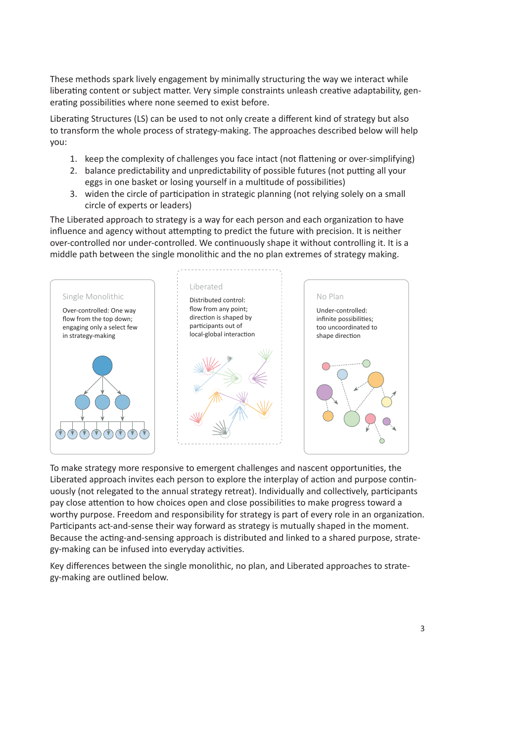These methods spark lively engagement by minimally structuring the way we interact while liberating content or subject matter. Very simple constraints unleash creative adaptability, generating possibilities where none seemed to exist before.

Liberating Structures (LS) can be used to not only create a different kind of strategy but also to transform the whole process of strategy-making. The approaches described below will help you:

1. keep the complexity of challenges you face intact (not flattening or over-simplifying)
2. balance predictability and unpredictability of possible futures (not putting all your eggs in one basket or losing yourself in a multitude of possibilities)
3. widen the circle of participation in strategic planning (not relying solely on a small circle of experts or leaders)

The Liberated approach to strategy is a way for each person and each organization to have influence and agency without attempting to predict the future with precision. It is neither over-controlled nor under-controlled. We continuously shape it without controlling it. It is a middle path between the single monolithic and the no plan extremes of strategy making.

**Single Monolithic**

Over-controlled: One way flow from the top down; engaging only a select few in strategy-making

**Liberated**

Distributed control: flow from any point; direction is shaped by participants out of local-global interaction

**No Plan**

Under-controlled: infinite possibilities; too uncoordinated to shape direction

To make strategy more responsive to emergent challenges and nascent opportunities, the Liberated approach invites each person to explore the interplay of action and purpose continuously (not relegated to the annual strategy retreat). Individually and collectively, participants pay close attention to how choices open and close possibilities to make progress toward a worthy purpose. Freedom and responsibility for strategy is part of every role in an organization. Participants act-and-sense their way forward as strategy is mutually shaped in the moment. Because the acting-and-sensing approach is distributed and linked to a shared purpose, strategy-making can be infused into everyday activities.

Key differences between the single monolithic, no plan, and Liberated approaches to strategy-making are outlined below.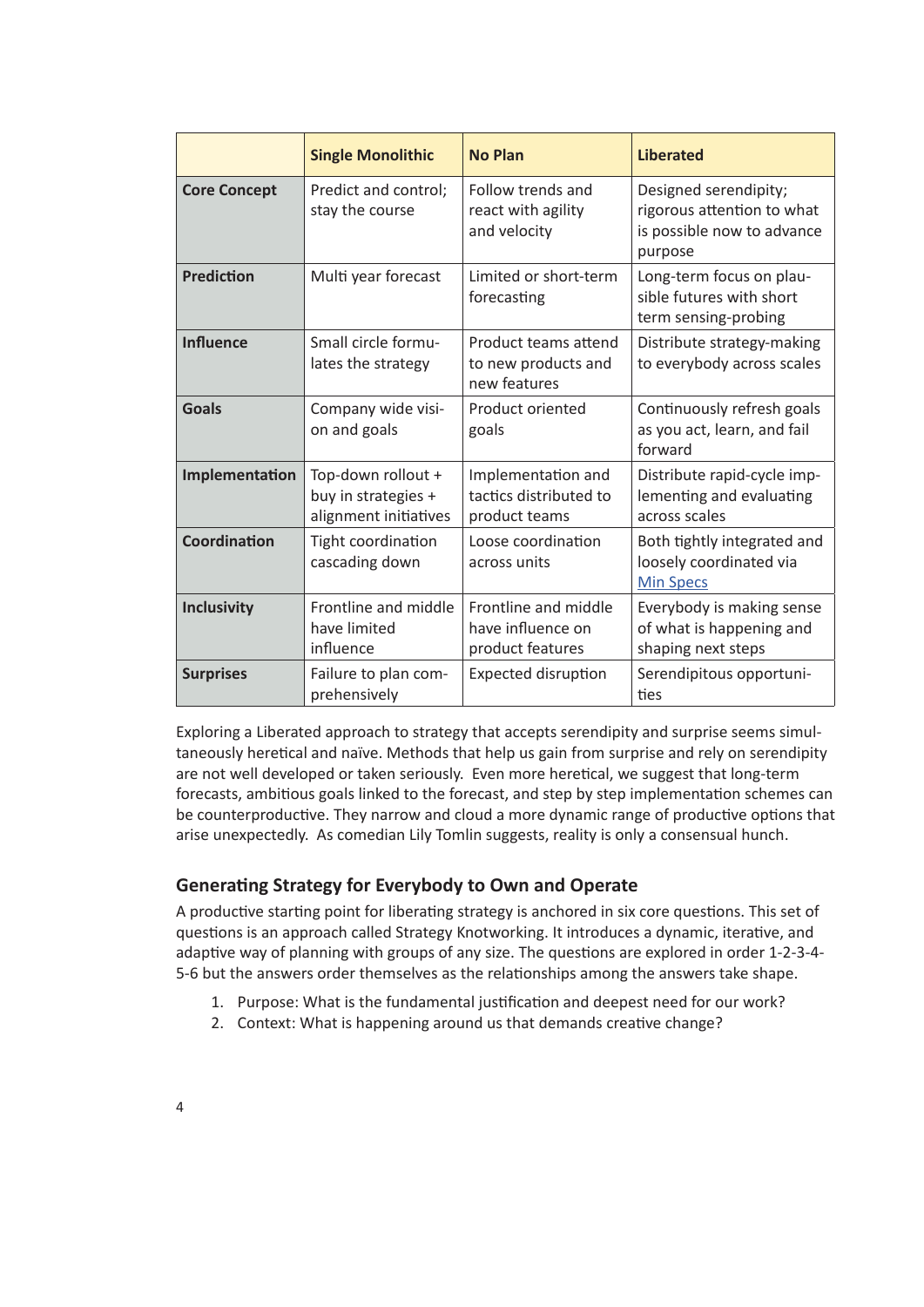| | Single Monolithic | No Plan | Liberated |
|---|---|---|---|
| **Core Concept** | Predict and control; stay the course | Follow trends and react with agility and velocity | Designed serendipity; rigorous attention to what is possible now to advance purpose |
| **Prediction** | Multi year forecast | Limited or short-term forecasting | Long-term focus on plausible futures with short term sensing-probing |
| **Influence** | Small circle formulates the strategy | Product teams attend to new products and new features | Distribute strategy-making to everybody across scales |
| **Goals** | Company wide vision and goals | Product oriented goals | Continuously refresh goals as you act, learn, and fail forward |
| **Implementation** | Top-down rollout + buy in strategies + alignment initiatives | Implementation and tactics distributed to product teams | Distribute rapid-cycle implementing and evaluating across scales |
| **Coordination** | Tight coordination cascading down | Loose coordination across units | Both tightly integrated and loosely coordinated via Min Specs |
| **Inclusivity** | Frontline and middle have limited influence | Frontline and middle have influence on product features | Everybody is making sense of what is happening and shaping next steps |
| **Surprises** | Failure to plan comprehensively | Expected disruption | Serendipitous opportunities |

Exploring a Liberated approach to strategy that accepts serendipity and surprise seems simultaneously heretical and naïve. Methods that help us gain from surprise and rely on serendipity are not well developed or taken seriously. Even more heretical, we suggest that long-term forecasts, ambitious goals linked to the forecast, and step by step implementation schemes can be counterproductive. They narrow and cloud a more dynamic range of productive options that arise unexpectedly. As comedian Lily Tomlin suggests, reality is only a consensual hunch.

## Generating Strategy for Everybody to Own and Operate

A productive starting point for liberating strategy is anchored in six core questions. This set of questions is an approach called Strategy Knotworking. It introduces a dynamic, iterative, and adaptive way of planning with groups of any size. The questions are explored in order 1-2-3-4-5-6 but the answers order themselves as the relationships among the answers take shape.

1. Purpose: What is the fundamental justification and deepest need for our work?
2. Context: What is happening around us that demands creative change?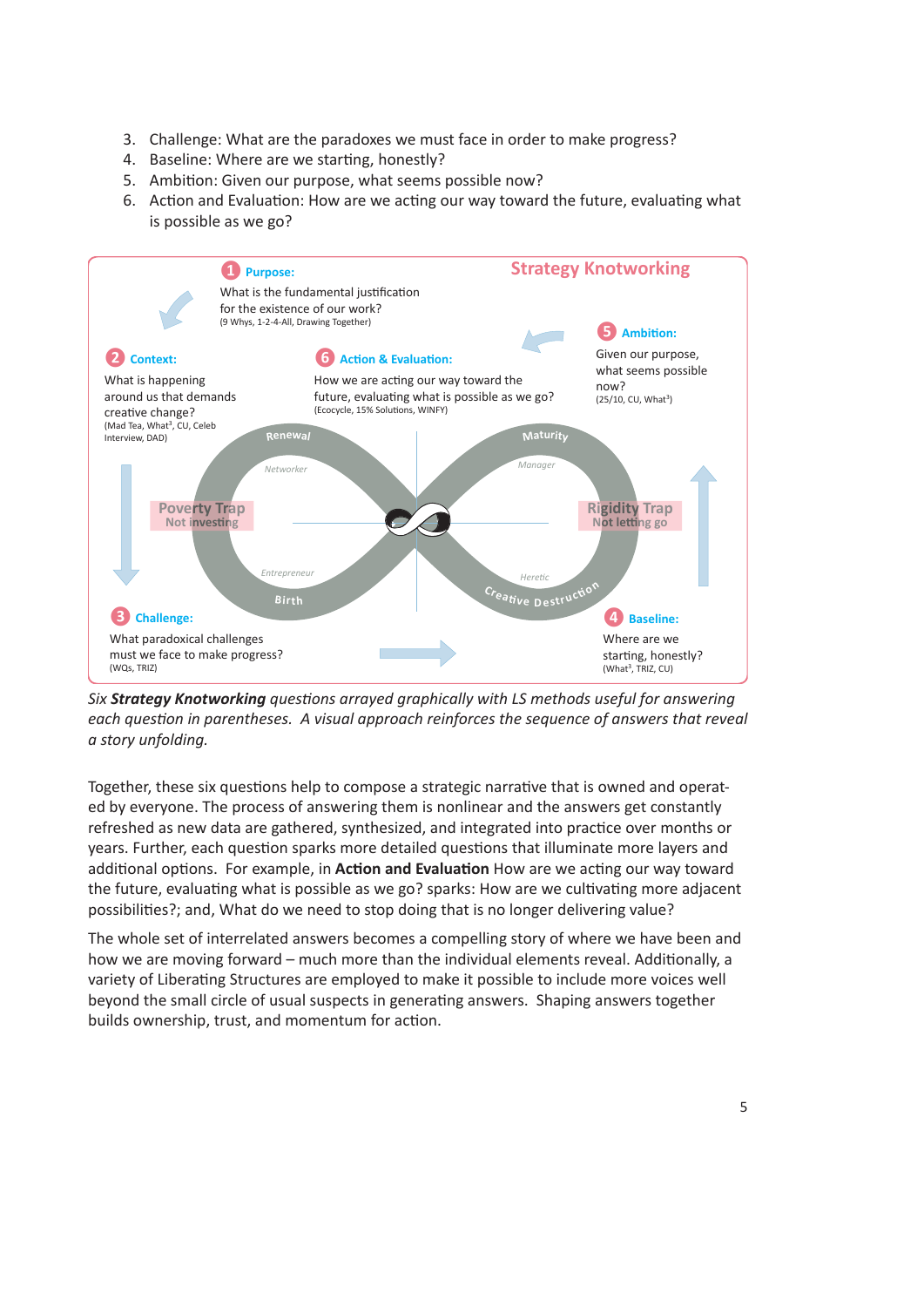3. Challenge: What are the paradoxes we must face in order to make progress?
4. Baseline: Where are we starting, honestly?
5. Ambition: Given our purpose, what seems possible now?
6. Action and Evaluation: How are we acting our way toward the future, evaluating what is possible as we go?

**Strategy Knotworking**

**1 Purpose:** What is the fundamental justification for the existence of our work? (9 Whys, 1-2-4-All, Drawing Together)

**2 Context:** What is happening around us that demands creative change? (Mad Tea, What³, CU, Celeb Interview, DAD)

**3 Challenge:** What paradoxical challenges must we face to make progress? (WQs, TRIZ)

**4 Baseline:** Where are we starting, honestly? (What³, TRIZ, CU)

**5 Ambition:** Given our purpose, what seems possible now? (25/10, CU, What³)

**6 Action & Evaluation:** How we are acting our way toward the future, evaluating what is possible as we go? (Ecocycle, 15% Solutions, WINFY)

Renewal – Networker – Poverty Trap: Not investing – Entrepreneur – Birth – Maturity – Manager – Rigidity Trap: Not letting go – Heretic – Creative Destruction

*Six **Strategy Knotworking** questions arrayed graphically with LS methods useful for answering each question in parentheses. A visual approach reinforces the sequence of answers that reveal a story unfolding.*

Together, these six questions help to compose a strategic narrative that is owned and operated by everyone. The process of answering them is nonlinear and the answers get constantly refreshed as new data are gathered, synthesized, and integrated into practice over months or years. Further, each question sparks more detailed questions that illuminate more layers and additional options. For example, in **Action and Evaluation** How are we acting our way toward the future, evaluating what is possible as we go? sparks: How are we cultivating more adjacent possibilities?; and, What do we need to stop doing that is no longer delivering value?

The whole set of interrelated answers becomes a compelling story of where we have been and how we are moving forward – much more than the individual elements reveal. Additionally, a variety of Liberating Structures are employed to make it possible to include more voices well beyond the small circle of usual suspects in generating answers. Shaping answers together builds ownership, trust, and momentum for action.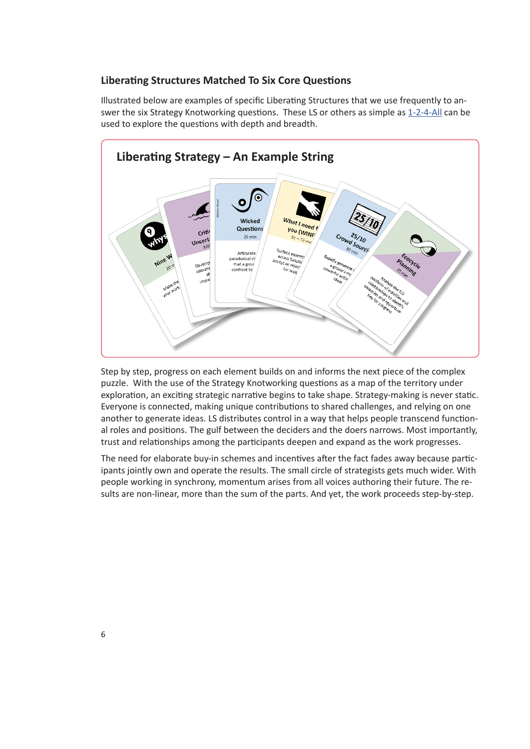### Liberating Structures Matched To Six Core Questions

Illustrated below are examples of specific Liberating Structures that we use frequently to answer the six Strategy Knotworking questions. These LS or others as simple as 1-2-4-All can be used to explore the questions with depth and breadth.

**Liberating Strategy – An Example String**

Step by step, progress on each element builds on and informs the next piece of the complex puzzle. With the use of the Strategy Knotworking questions as a map of the territory under exploration, an exciting strategic narrative begins to take shape. Strategy-making is never static. Everyone is connected, making unique contributions to shared challenges, and relying on one another to generate ideas. LS distributes control in a way that helps people transcend functional roles and positions. The gulf between the deciders and the doers narrows. Most importantly, trust and relationships among the participants deepen and expand as the work progresses.

The need for elaborate buy-in schemes and incentives after the fact fades away because participants jointly own and operate the results. The small circle of strategists gets much wider. With people working in synchrony, momentum arises from all voices authoring their future. The results are non-linear, more than the sum of the parts. And yet, the work proceeds step-by-step.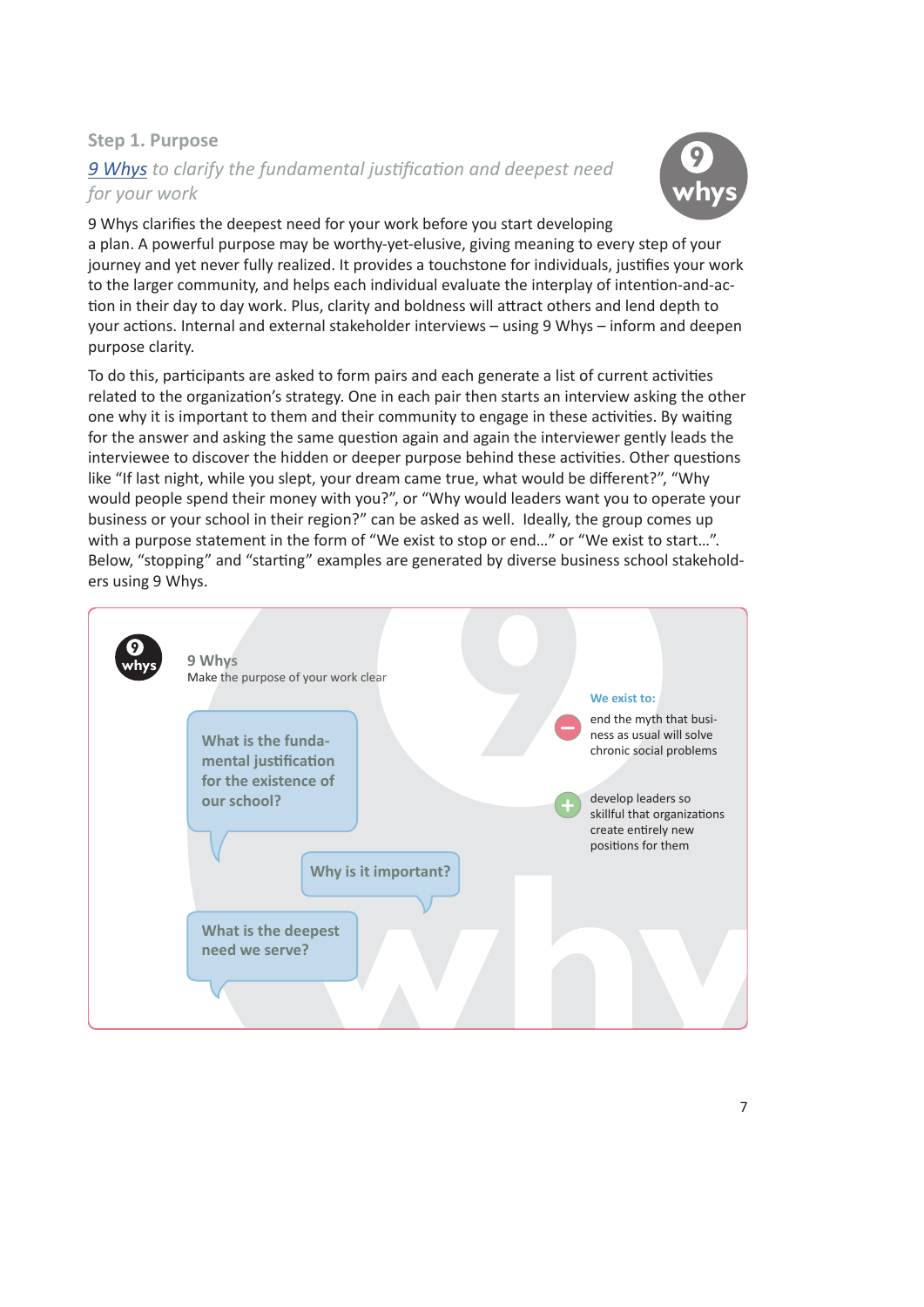## Step 1. Purpose

*[9 Whys](#) to clarify the fundamental justification and deepest need for your work*

9 Whys clarifies the deepest need for your work before you start developing a plan. A powerful purpose may be worthy-yet-elusive, giving meaning to every step of your journey and yet never fully realized. It provides a touchstone for individuals, justifies your work to the larger community, and helps each individual evaluate the interplay of intention-and-action in their day to day work. Plus, clarity and boldness will attract others and lend depth to your actions. Internal and external stakeholder interviews – using 9 Whys – inform and deepen purpose clarity.

To do this, participants are asked to form pairs and each generate a list of current activities related to the organization's strategy. One in each pair then starts an interview asking the other one why it is important to them and their community to engage in these activities. By waiting for the answer and asking the same question again and again the interviewer gently leads the interviewee to discover the hidden or deeper purpose behind these activities. Other questions like "If last night, while you slept, your dream came true, what would be different?", "Why would people spend their money with you?", or "Why would leaders want you to operate your business or your school in their region?" can be asked as well. Ideally, the group comes up with a purpose statement in the form of "We exist to stop or end…" or "We exist to start…". Below, "stopping" and "starting" examples are generated by diverse business school stakeholders using 9 Whys.

**9 Whys**
Make the purpose of your work clear

- What is the fundamental justification for the existence of our school?
- Why is it important?
- What is the deepest need we serve?

**We exist to:**

- (−) end the myth that business as usual will solve chronic social problems
- (+) develop leaders so skillful that organizations create entirely new positions for them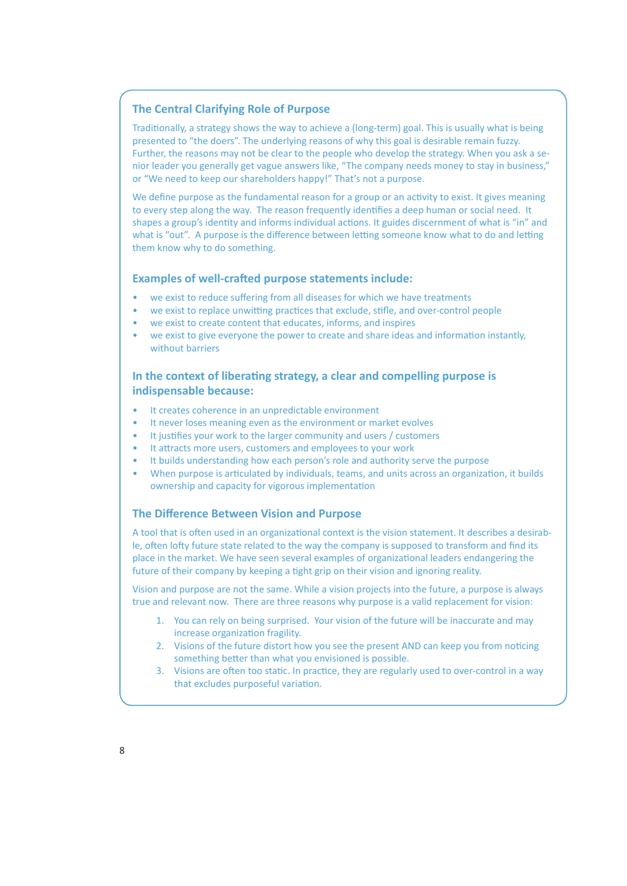## The Central Clarifying Role of Purpose

Traditionally, a strategy shows the way to achieve a (long-term) goal. This is usually what is being presented to “the doers”. The underlying reasons of why this goal is desirable remain fuzzy. Further, the reasons may not be clear to the people who develop the strategy. When you ask a senior leader you generally get vague answers like, “The company needs money to stay in business,” or “We need to keep our shareholders happy!” That’s not a purpose.

We define purpose as the fundamental reason for a group or an activity to exist. It gives meaning to every step along the way. The reason frequently identifies a deep human or social need. It shapes a group’s identity and informs individual actions. It guides discernment of what is “in” and what is “out”. A purpose is the difference between letting someone know what to do and letting them know why to do something.

### Examples of well-crafted purpose statements include:

- we exist to reduce suffering from all diseases for which we have treatments
- we exist to replace unwitting practices that exclude, stifle, and over-control people
- we exist to create content that educates, informs, and inspires
- we exist to give everyone the power to create and share ideas and information instantly, without barriers

### In the context of liberating strategy, a clear and compelling purpose is indispensable because:

- It creates coherence in an unpredictable environment
- It never loses meaning even as the environment or market evolves
- It justifies your work to the larger community and users / customers
- It attracts more users, customers and employees to your work
- It builds understanding how each person’s role and authority serve the purpose
- When purpose is articulated by individuals, teams, and units across an organization, it builds ownership and capacity for vigorous implementation

## The Difference Between Vision and Purpose

A tool that is often used in an organizational context is the vision statement. It describes a desirable, often lofty future state related to the way the company is supposed to transform and find its place in the market. We have seen several examples of organizational leaders endangering the future of their company by keeping a tight grip on their vision and ignoring reality.

Vision and purpose are not the same. While a vision projects into the future, a purpose is always true and relevant now. There are three reasons why purpose is a valid replacement for vision:

1. You can rely on being surprised. Your vision of the future will be inaccurate and may increase organization fragility.
2. Visions of the future distort how you see the present AND can keep you from noticing something better than what you envisioned is possible.
3. Visions are often too static. In practice, they are regularly used to over-control in a way that excludes purposeful variation.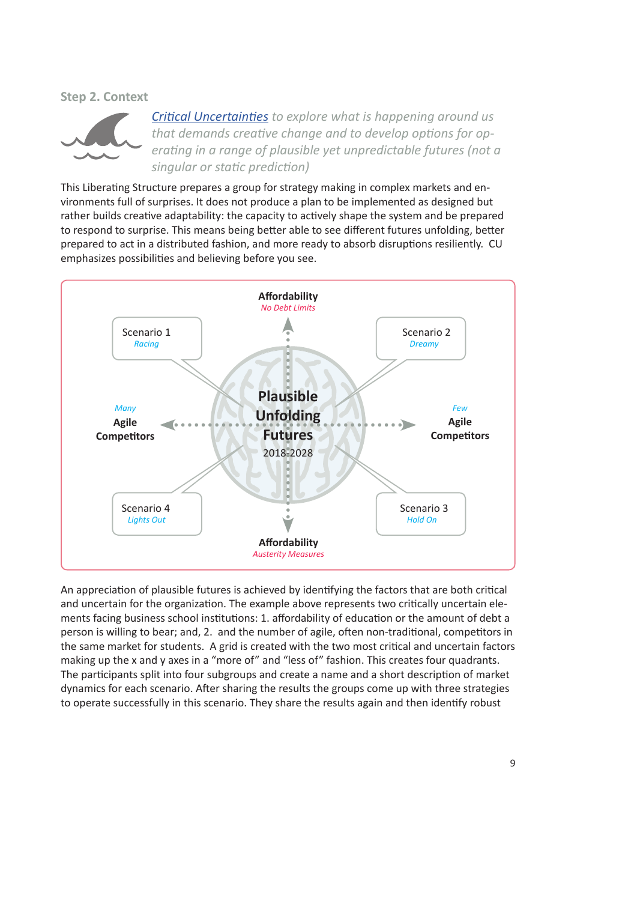### Step 2. Context

*[Critical Uncertainties](#) to explore what is happening around us that demands creative change and to develop options for operating in a range of plausible yet unpredictable futures (not a singular or static prediction)*

This Liberating Structure prepares a group for strategy making in complex markets and environments full of surprises. It does not produce a plan to be implemented as designed but rather builds creative adaptability: the capacity to actively shape the system and be prepared to respond to surprise. This means being better able to see different futures unfolding, better prepared to act in a distributed fashion, and more ready to absorb disruptions resiliently. CU emphasizes possibilities and believing before you see.

**Affordability**
*No Debt Limits*

Scenario 1 *Racing*

Scenario 2 *Dreamy*

*Many* **Agile Competitors**

**Plausible Unfolding Futures** 2018-2028

*Few* **Agile Competitors**

Scenario 4 *Lights Out*

Scenario 3 *Hold On*

**Affordability**
*Austerity Measures*

An appreciation of plausible futures is achieved by identifying the factors that are both critical and uncertain for the organization. The example above represents two critically uncertain elements facing business school institutions: 1. affordability of education or the amount of debt a person is willing to bear; and, 2. and the number of agile, often non-traditional, competitors in the same market for students. A grid is created with the two most critical and uncertain factors making up the x and y axes in a "more of" and "less of" fashion. This creates four quadrants. The participants split into four subgroups and create a name and a short description of market dynamics for each scenario. After sharing the results the groups come up with three strategies to operate successfully in this scenario. They share the results again and then identify robust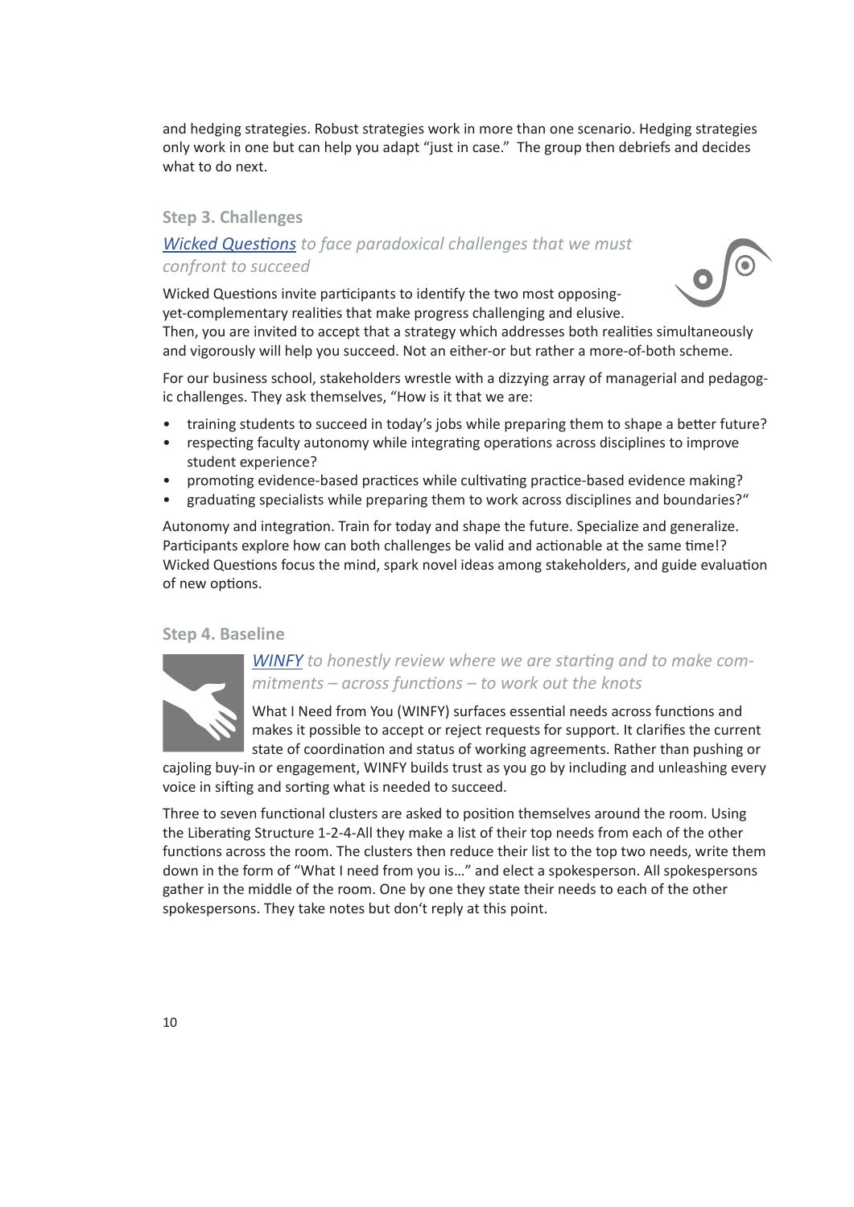and hedging strategies. Robust strategies work in more than one scenario. Hedging strategies only work in one but can help you adapt "just in case." The group then debriefs and decides what to do next.

### Step 3. Challenges

*Wicked Questions to face paradoxical challenges that we must confront to succeed*

Wicked Questions invite participants to identify the two most opposing-yet-complementary realities that make progress challenging and elusive. Then, you are invited to accept that a strategy which addresses both realities simultaneously and vigorously will help you succeed. Not an either-or but rather a more-of-both scheme.

For our business school, stakeholders wrestle with a dizzying array of managerial and pedagogic challenges. They ask themselves, "How is it that we are:

- training students to succeed in today's jobs while preparing them to shape a better future?
- respecting faculty autonomy while integrating operations across disciplines to improve student experience?
- promoting evidence-based practices while cultivating practice-based evidence making?
- graduating specialists while preparing them to work across disciplines and boundaries?"

Autonomy and integration. Train for today and shape the future. Specialize and generalize. Participants explore how can both challenges be valid and actionable at the same time!? Wicked Questions focus the mind, spark novel ideas among stakeholders, and guide evaluation of new options.

### Step 4. Baseline

*WINFY to honestly review where we are starting and to make commitments – across functions – to work out the knots*

What I Need from You (WINFY) surfaces essential needs across functions and makes it possible to accept or reject requests for support. It clarifies the current state of coordination and status of working agreements. Rather than pushing or cajoling buy-in or engagement, WINFY builds trust as you go by including and unleashing every voice in sifting and sorting what is needed to succeed.

Three to seven functional clusters are asked to position themselves around the room. Using the Liberating Structure 1-2-4-All they make a list of their top needs from each of the other functions across the room. The clusters then reduce their list to the top two needs, write them down in the form of "What I need from you is…" and elect a spokesperson. All spokespersons gather in the middle of the room. One by one they state their needs to each of the other spokespersons. They take notes but don't reply at this point.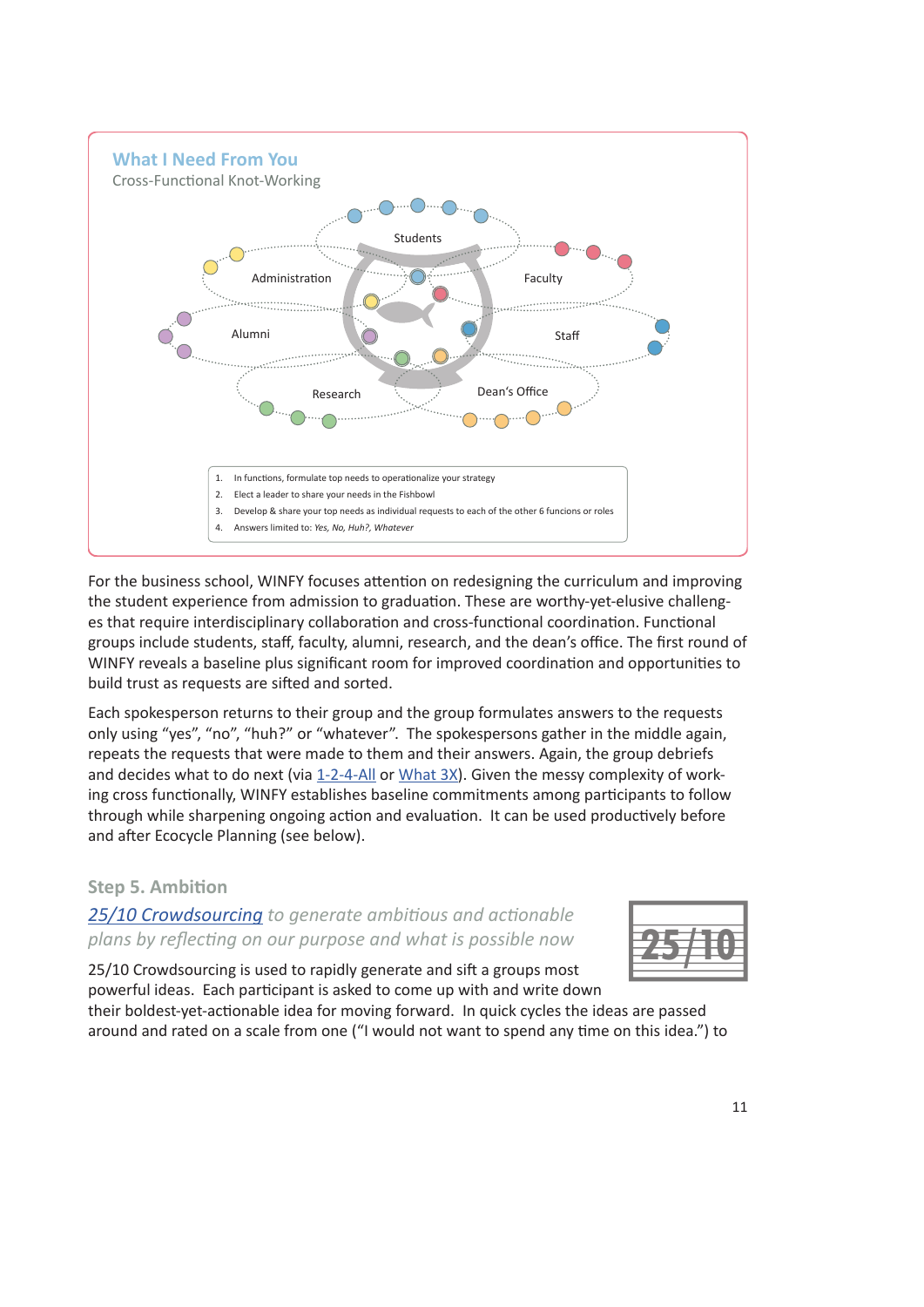## What I Need From You

Cross-Functional Knot-Working

Students

Administration

Faculty

Alumni

Staff

Research

Dean's Office

1. In functions, formulate top needs to operationalize your strategy
2. Elect a leader to share your needs in the Fishbowl
3. Develop & share your top needs as individual requests to each of the other 6 funcions or roles
4. Answers limited to: *Yes, No, Huh?, Whatever*

For the business school, WINFY focuses attention on redesigning the curriculum and improving the student experience from admission to graduation. These are worthy-yet-elusive challenges that require interdisciplinary collaboration and cross-functional coordination. Functional groups include students, staff, faculty, alumni, research, and the dean's office. The first round of WINFY reveals a baseline plus significant room for improved coordination and opportunities to build trust as requests are sifted and sorted.

Each spokesperson returns to their group and the group formulates answers to the requests only using "yes", "no", "huh?" or "whatever". The spokespersons gather in the middle again, repeats the requests that were made to them and their answers. Again, the group debriefs and decides what to do next (via 1-2-4-All or What 3X). Given the messy complexity of working cross functionally, WINFY establishes baseline commitments among participants to follow through while sharpening ongoing action and evaluation. It can be used productively before and after Ecocycle Planning (see below).

### Step 5. Ambition

*25/10 Crowdsourcing to generate ambitious and actionable plans by reflecting on our purpose and what is possible now*

25/10

25/10 Crowdsourcing is used to rapidly generate and sift a groups most powerful ideas. Each participant is asked to come up with and write down their boldest-yet-actionable idea for moving forward. In quick cycles the ideas are passed around and rated on a scale from one ("I would not want to spend any time on this idea.") to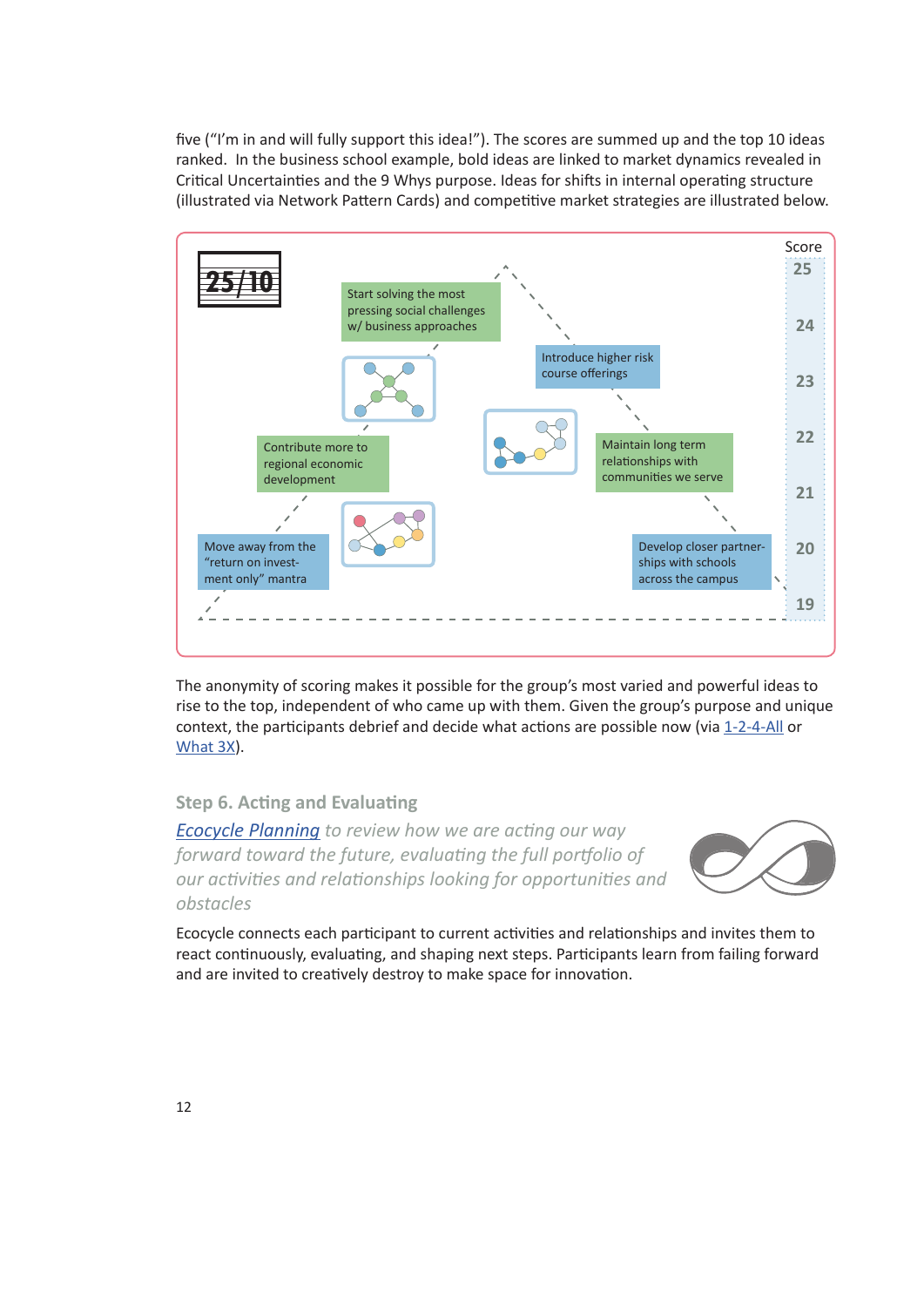five ("I'm in and will fully support this idea!"). The scores are summed up and the top 10 ideas ranked. In the business school example, bold ideas are linked to market dynamics revealed in Critical Uncertainties and the 9 Whys purpose. Ideas for shifts in internal operating structure (illustrated via Network Pattern Cards) and competitive market strategies are illustrated below.

**25/10**

| Idea | Score |
|---|---|
| Start solving the most pressing social challenges w/ business approaches | 25 |
| Introduce higher risk course offerings | 24 |
| Maintain long term relationships with communities we serve | 22 |
| Contribute more to regional economic development | 22 |
| Develop closer partnerships with schools across the campus | 20 |
| Move away from the "return on investment only" mantra | 20 |

The anonymity of scoring makes it possible for the group's most varied and powerful ideas to rise to the top, independent of who came up with them. Given the group's purpose and unique context, the participants debrief and decide what actions are possible now (via 1-2-4-All or What 3X).

### Step 6. Acting and Evaluating

*Ecocycle Planning to review how we are acting our way forward toward the future, evaluating the full portfolio of our activities and relationships looking for opportunities and obstacles*

Ecocycle connects each participant to current activities and relationships and invites them to react continuously, evaluating, and shaping next steps. Participants learn from failing forward and are invited to creatively destroy to make space for innovation.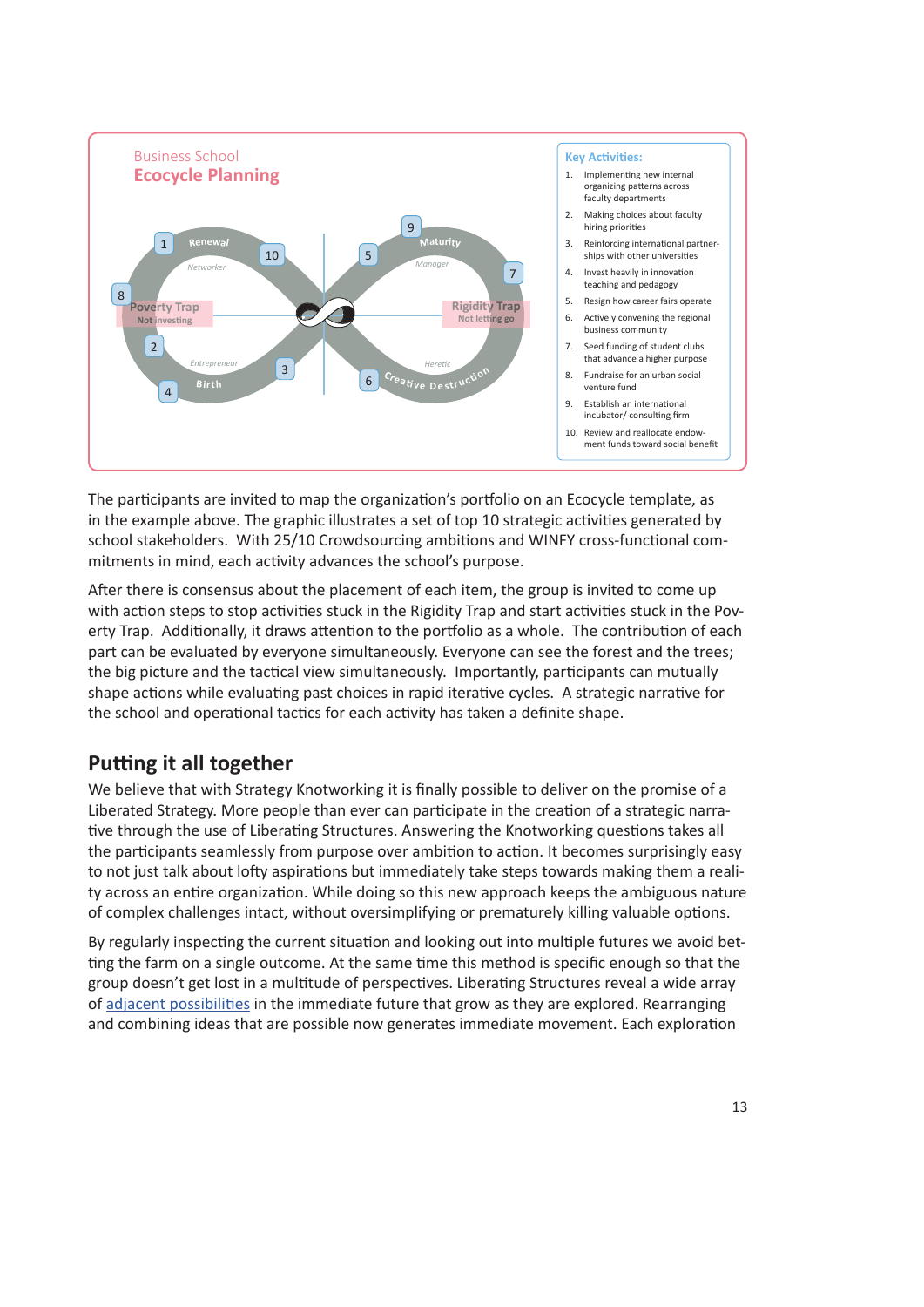Business School
**Ecocycle Planning**

Renewal — Networker
Maturity — Manager
Poverty Trap — Not investing
Rigidity Trap — Not letting go
Entrepreneur — Birth
Heretic — Creative Destruction

**Key Activities:**

1. Implementing new internal organizing patterns across faculty departments
2. Making choices about faculty hiring priorities
3. Reinforcing international partnerships with other universities
4. Invest heavily in innovation teaching and pedagogy
5. Resign how career fairs operate
6. Actively convening the regional business community
7. Seed funding of student clubs that advance a higher purpose
8. Fundraise for an urban social venture fund
9. Establish an international incubator/ consulting firm
10. Review and reallocate endowment funds toward social benefit

The participants are invited to map the organization's portfolio on an Ecocycle template, as in the example above. The graphic illustrates a set of top 10 strategic activities generated by school stakeholders. With 25/10 Crowdsourcing ambitions and WINFY cross-functional commitments in mind, each activity advances the school's purpose.

After there is consensus about the placement of each item, the group is invited to come up with action steps to stop activities stuck in the Rigidity Trap and start activities stuck in the Poverty Trap. Additionally, it draws attention to the portfolio as a whole. The contribution of each part can be evaluated by everyone simultaneously. Everyone can see the forest and the trees; the big picture and the tactical view simultaneously. Importantly, participants can mutually shape actions while evaluating past choices in rapid iterative cycles. A strategic narrative for the school and operational tactics for each activity has taken a definite shape.

## Putting it all together

We believe that with Strategy Knotworking it is finally possible to deliver on the promise of a Liberated Strategy. More people than ever can participate in the creation of a strategic narrative through the use of Liberating Structures. Answering the Knotworking questions takes all the participants seamlessly from purpose over ambition to action. It becomes surprisingly easy to not just talk about lofty aspirations but immediately take steps towards making them a reality across an entire organization. While doing so this new approach keeps the ambiguous nature of complex challenges intact, without oversimplifying or prematurely killing valuable options.

By regularly inspecting the current situation and looking out into multiple futures we avoid betting the farm on a single outcome. At the same time this method is specific enough so that the group doesn't get lost in a multitude of perspectives. Liberating Structures reveal a wide array of adjacent possibilities in the immediate future that grow as they are explored. Rearranging and combining ideas that are possible now generates immediate movement. Each exploration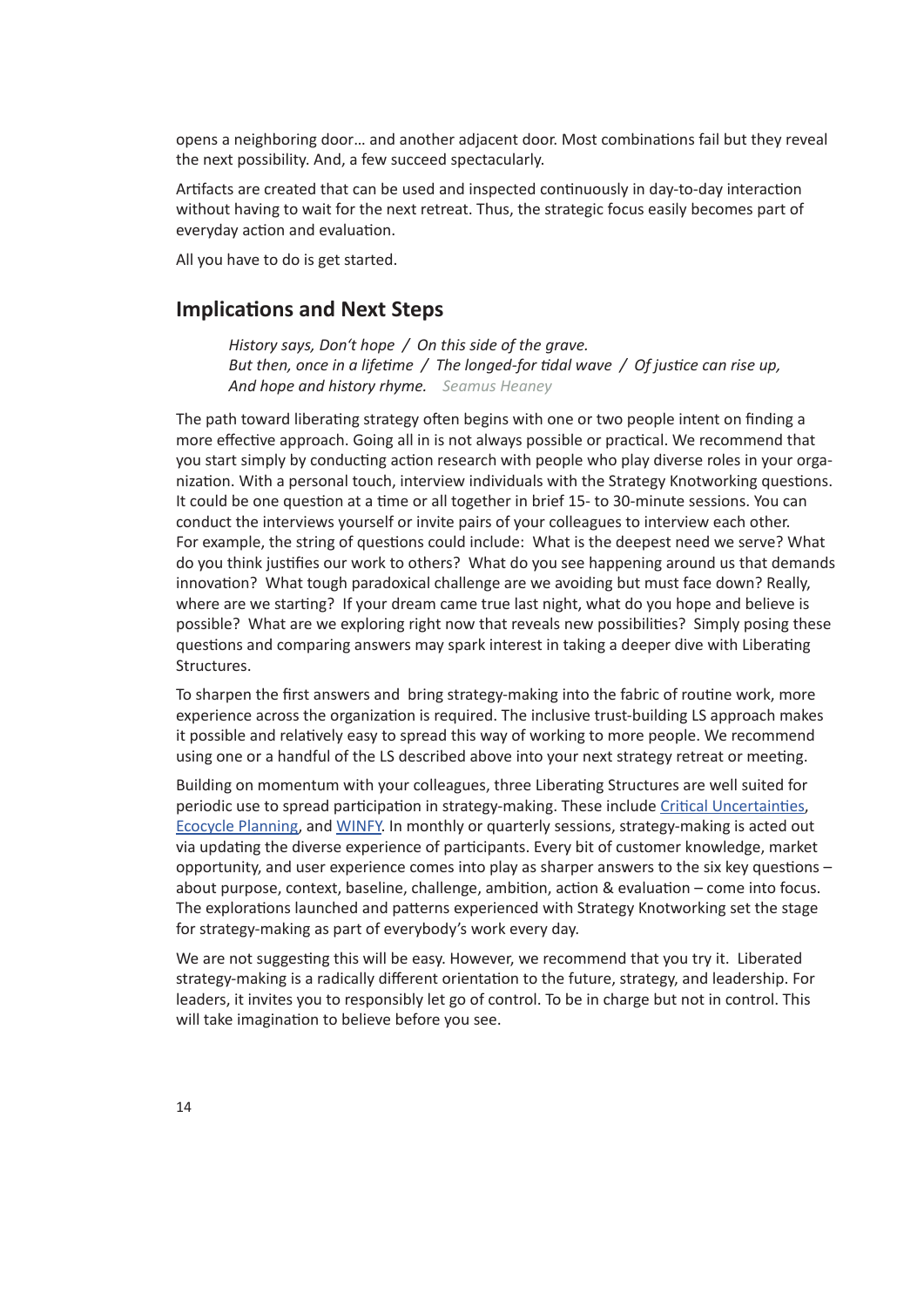opens a neighboring door… and another adjacent door. Most combinations fail but they reveal the next possibility. And, a few succeed spectacularly.

Artifacts are created that can be used and inspected continuously in day-to-day interaction without having to wait for the next retreat. Thus, the strategic focus easily becomes part of everyday action and evaluation.

All you have to do is get started.

## Implications and Next Steps

> *History says, Don't hope / On this side of the grave.*
> *But then, once in a lifetime / The longed-for tidal wave / Of justice can rise up,*
> *And hope and history rhyme.* Seamus Heaney

The path toward liberating strategy often begins with one or two people intent on finding a more effective approach. Going all in is not always possible or practical. We recommend that you start simply by conducting action research with people who play diverse roles in your organization. With a personal touch, interview individuals with the Strategy Knotworking questions. It could be one question at a time or all together in brief 15- to 30-minute sessions. You can conduct the interviews yourself or invite pairs of your colleagues to interview each other. For example, the string of questions could include: What is the deepest need we serve? What do you think justifies our work to others? What do you see happening around us that demands innovation? What tough paradoxical challenge are we avoiding but must face down? Really, where are we starting? If your dream came true last night, what do you hope and believe is possible? What are we exploring right now that reveals new possibilities? Simply posing these questions and comparing answers may spark interest in taking a deeper dive with Liberating Structures.

To sharpen the first answers and bring strategy-making into the fabric of routine work, more experience across the organization is required. The inclusive trust-building LS approach makes it possible and relatively easy to spread this way of working to more people. We recommend using one or a handful of the LS described above into your next strategy retreat or meeting.

Building on momentum with your colleagues, three Liberating Structures are well suited for periodic use to spread participation in strategy-making. These include Critical Uncertainties, Ecocycle Planning, and WINFY. In monthly or quarterly sessions, strategy-making is acted out via updating the diverse experience of participants. Every bit of customer knowledge, market opportunity, and user experience comes into play as sharper answers to the six key questions – about purpose, context, baseline, challenge, ambition, action & evaluation – come into focus. The explorations launched and patterns experienced with Strategy Knotworking set the stage for strategy-making as part of everybody's work every day.

We are not suggesting this will be easy. However, we recommend that you try it. Liberated strategy-making is a radically different orientation to the future, strategy, and leadership. For leaders, it invites you to responsibly let go of control. To be in charge but not in control. This will take imagination to believe before you see.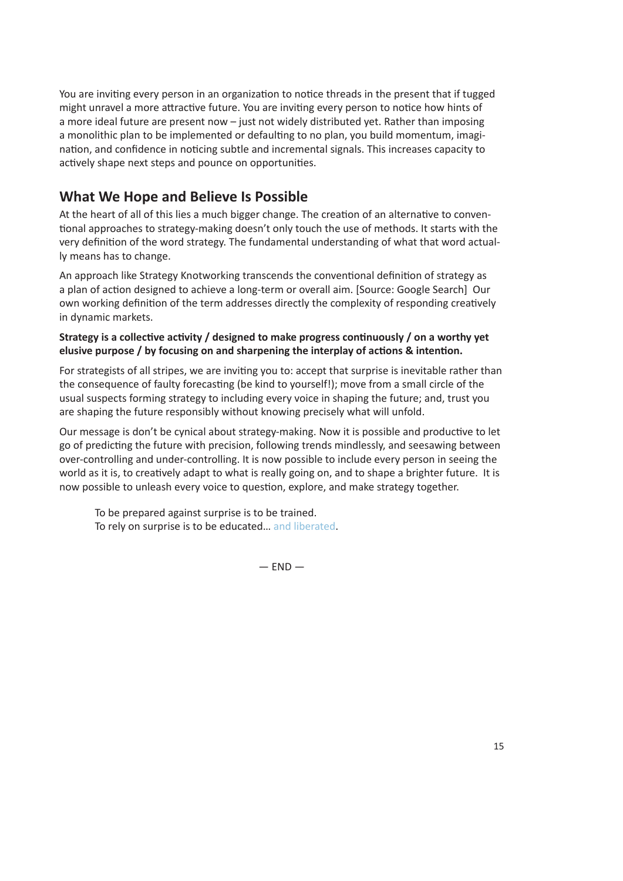You are inviting every person in an organization to notice threads in the present that if tugged might unravel a more attractive future. You are inviting every person to notice how hints of a more ideal future are present now – just not widely distributed yet. Rather than imposing a monolithic plan to be implemented or defaulting to no plan, you build momentum, imagination, and confidence in noticing subtle and incremental signals. This increases capacity to actively shape next steps and pounce on opportunities.

## What We Hope and Believe Is Possible

At the heart of all of this lies a much bigger change. The creation of an alternative to conventional approaches to strategy-making doesn't only touch the use of methods. It starts with the very definition of the word strategy. The fundamental understanding of what that word actually means has to change.

An approach like Strategy Knotworking transcends the conventional definition of strategy as a plan of action designed to achieve a long-term or overall aim. [Source: Google Search] Our own working definition of the term addresses directly the complexity of responding creatively in dynamic markets.

**Strategy is a collective activity / designed to make progress continuously / on a worthy yet elusive purpose / by focusing on and sharpening the interplay of actions & intention.**

For strategists of all stripes, we are inviting you to: accept that surprise is inevitable rather than the consequence of faulty forecasting (be kind to yourself!); move from a small circle of the usual suspects forming strategy to including every voice in shaping the future; and, trust you are shaping the future responsibly without knowing precisely what will unfold.

Our message is don't be cynical about strategy-making. Now it is possible and productive to let go of predicting the future with precision, following trends mindlessly, and seesawing between over-controlling and under-controlling. It is now possible to include every person in seeing the world as it is, to creatively adapt to what is really going on, and to shape a brighter future. It is now possible to unleash every voice to question, explore, and make strategy together.

> To be prepared against surprise is to be trained.
> To rely on surprise is to be educated… and liberated.

— END —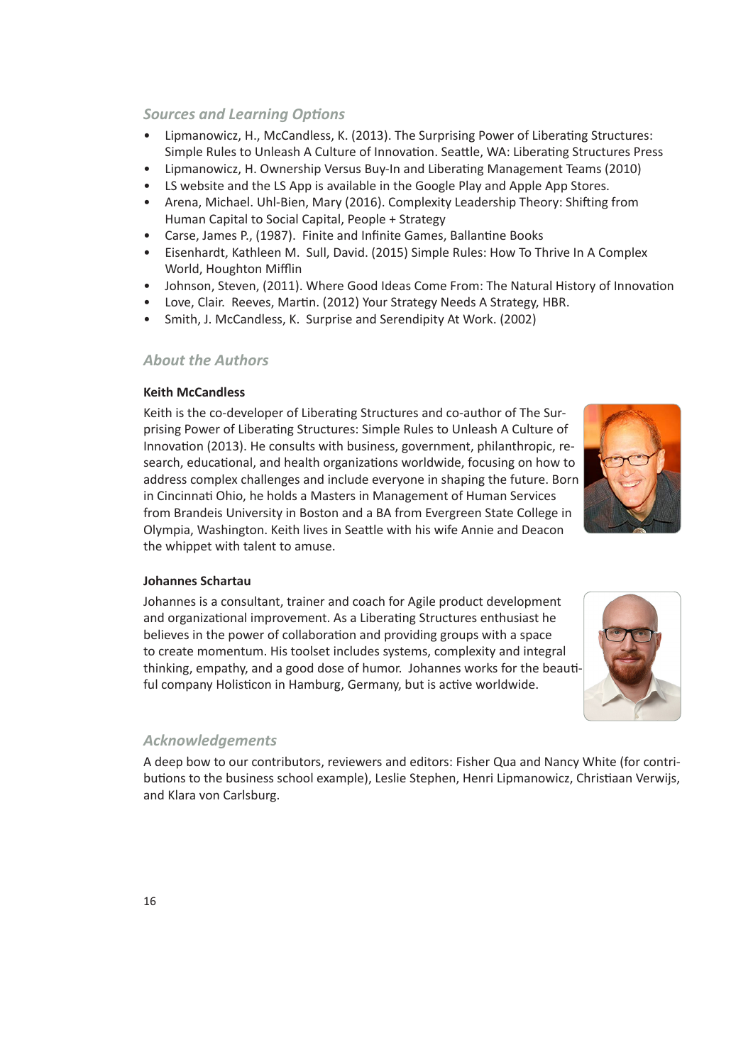## Sources and Learning Options

- Lipmanowicz, H., McCandless, K. (2013). The Surprising Power of Liberating Structures: Simple Rules to Unleash A Culture of Innovation. Seattle, WA: Liberating Structures Press
- Lipmanowicz, H. Ownership Versus Buy-In and Liberating Management Teams (2010)
- LS website and the LS App is available in the Google Play and Apple App Stores.
- Arena, Michael. Uhl-Bien, Mary (2016). Complexity Leadership Theory: Shifting from Human Capital to Social Capital, People + Strategy
- Carse, James P., (1987). Finite and Infinite Games, Ballantine Books
- Eisenhardt, Kathleen M. Sull, David. (2015) Simple Rules: How To Thrive In A Complex World, Houghton Mifflin
- Johnson, Steven, (2011). Where Good Ideas Come From: The Natural History of Innovation
- Love, Clair. Reeves, Martin. (2012) Your Strategy Needs A Strategy, HBR.
- Smith, J. McCandless, K. Surprise and Serendipity At Work. (2002)

## About the Authors

**Keith McCandless**

Keith is the co-developer of Liberating Structures and co-author of The Surprising Power of Liberating Structures: Simple Rules to Unleash A Culture of Innovation (2013). He consults with business, government, philanthropic, research, educational, and health organizations worldwide, focusing on how to address complex challenges and include everyone in shaping the future. Born in Cincinnati Ohio, he holds a Masters in Management of Human Services from Brandeis University in Boston and a BA from Evergreen State College in Olympia, Washington. Keith lives in Seattle with his wife Annie and Deacon the whippet with talent to amuse.

**Johannes Schartau**

Johannes is a consultant, trainer and coach for Agile product development and organizational improvement. As a Liberating Structures enthusiast he believes in the power of collaboration and providing groups with a space to create momentum. His toolset includes systems, complexity and integral thinking, empathy, and a good dose of humor. Johannes works for the beautiful company Holisticon in Hamburg, Germany, but is active worldwide.

## Acknowledgements

A deep bow to our contributors, reviewers and editors: Fisher Qua and Nancy White (for contributions to the business school example), Leslie Stephen, Henri Lipmanowicz, Christiaan Verwijs, and Klara von Carlsburg.